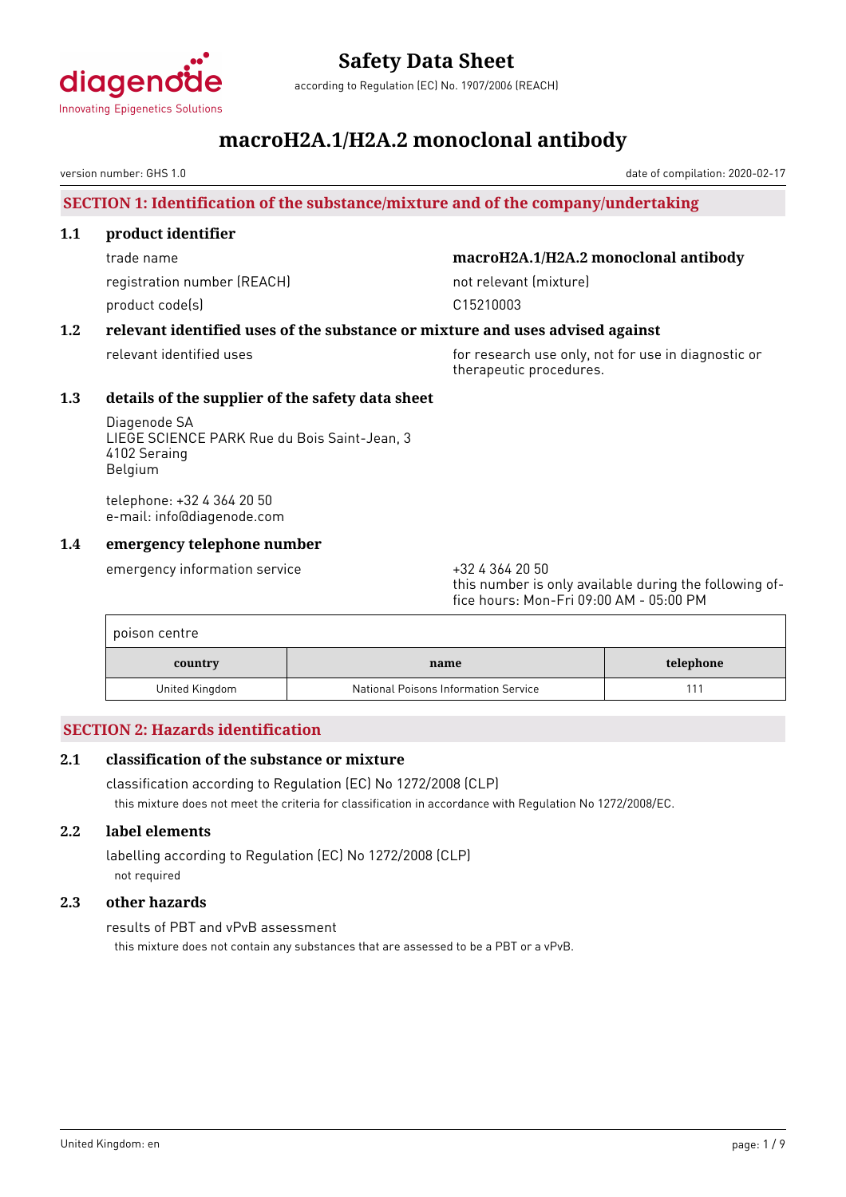# Safety Data Sheet

according to Regulation (EC) No. 1907/2006 (REACH)

# macroH2A.1/H2A.2 monoclonal antibody

version number: GHS 1.0

date of compilation: 2020-02-17

## SECTION 1: Identification of the substance/mixture and of the company/undertaking

### 1.1 product identifier

trade name: **macroH2A.1/H2A.2 monoclonal antibody**

registration number (REACH): not relevant (mixture)

product code(s): C15210003

### 1.2 relevant identified uses of the substance or mixture and uses advised against

relevant identified uses: for research use only, not for use in diagnostic or therapeutic procedures.

### 1.3 details of the supplier of the safety data sheet

Diagenode SA
LIEGE SCIENCE PARK Rue du Bois Saint-Jean, 3
4102 Seraing
Belgium

telephone: +32 4 364 20 50
e-mail: info@diagenode.com

### 1.4 emergency telephone number

emergency information service: +32 4 364 20 50
this number is only available during the following office hours: Mon-Fri 09:00 AM - 05:00 PM

poison centre

| country | name | telephone |
|---|---|---|
| United Kingdom | National Poisons Information Service | 111 |

## SECTION 2: Hazards identification

### 2.1 classification of the substance or mixture

classification according to Regulation (EC) No 1272/2008 (CLP)

this mixture does not meet the criteria for classification in accordance with Regulation No 1272/2008/EC.

### 2.2 label elements

labelling according to Regulation (EC) No 1272/2008 (CLP)

not required

### 2.3 other hazards

results of PBT and vPvB assessment

this mixture does not contain any substances that are assessed to be a PBT or a vPvB.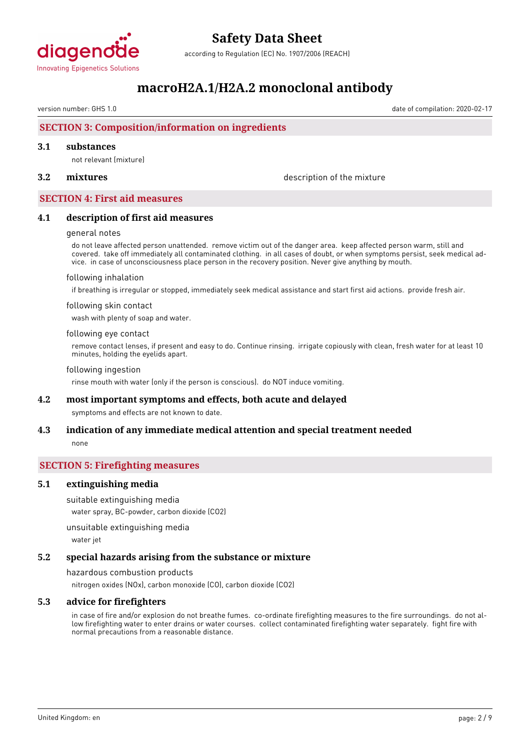## SECTION 3: Composition/information on ingredients

### 3.1 substances

not relevant (mixture)

### 3.2 mixtures

description of the mixture

## SECTION 4: First aid measures

### 4.1 description of first aid measures

general notes

do not leave affected person unattended. remove victim out of the danger area. keep affected person warm, still and covered. take off immediately all contaminated clothing. in all cases of doubt, or when symptoms persist, seek medical advice. in case of unconsciousness place person in the recovery position. Never give anything by mouth.

following inhalation

if breathing is irregular or stopped, immediately seek medical assistance and start first aid actions. provide fresh air.

following skin contact

wash with plenty of soap and water.

following eye contact

remove contact lenses, if present and easy to do. Continue rinsing. irrigate copiously with clean, fresh water for at least 10 minutes, holding the eyelids apart.

following ingestion

rinse mouth with water (only if the person is conscious). do NOT induce vomiting.

### 4.2 most important symptoms and effects, both acute and delayed

symptoms and effects are not known to date.

### 4.3 indication of any immediate medical attention and special treatment needed

none

## SECTION 5: Firefighting measures

### 5.1 extinguishing media

suitable extinguishing media

water spray, BC-powder, carbon dioxide ($CO_2$)

unsuitable extinguishing media

water jet

### 5.2 special hazards arising from the substance or mixture

hazardous combustion products

nitrogen oxides ($NO_x$), carbon monoxide (CO), carbon dioxide ($CO_2$)

### 5.3 advice for firefighters

in case of fire and/or explosion do not breathe fumes. co-ordinate firefighting measures to the fire surroundings. do not allow firefighting water to enter drains or water courses. collect contaminated firefighting water separately. fight fire with normal precautions from a reasonable distance.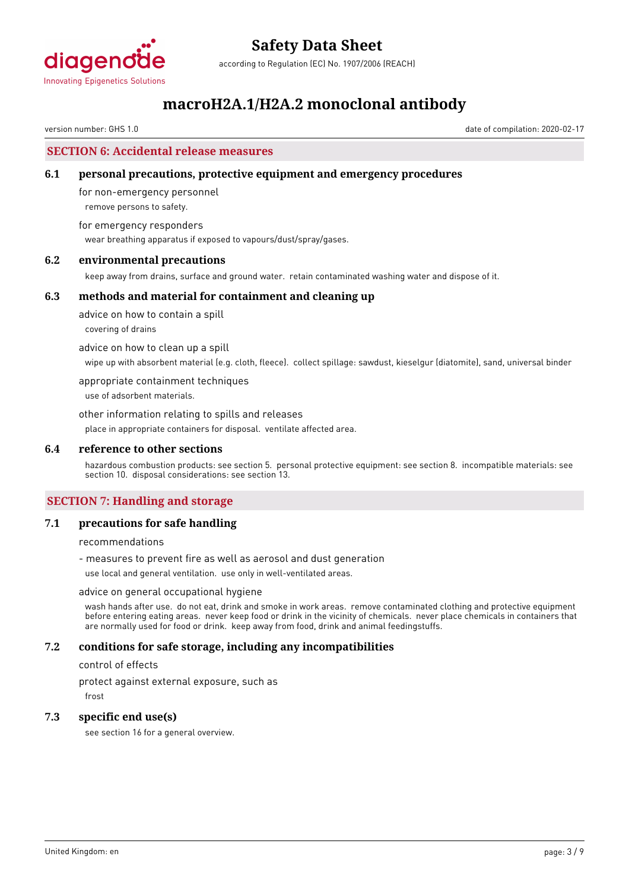## SECTION 6: Accidental release measures

### 6.1 personal precautions, protective equipment and emergency procedures

for non-emergency personnel

remove persons to safety.

for emergency responders

wear breathing apparatus if exposed to vapours/dust/spray/gases.

### 6.2 environmental precautions

keep away from drains, surface and ground water. retain contaminated washing water and dispose of it.

### 6.3 methods and material for containment and cleaning up

advice on how to contain a spill

covering of drains

advice on how to clean up a spill

wipe up with absorbent material (e.g. cloth, fleece). collect spillage: sawdust, kieselgur (diatomite), sand, universal binder

appropriate containment techniques

use of adsorbent materials.

other information relating to spills and releases

place in appropriate containers for disposal. ventilate affected area.

### 6.4 reference to other sections

hazardous combustion products: see section 5. personal protective equipment: see section 8. incompatible materials: see section 10. disposal considerations: see section 13.

## SECTION 7: Handling and storage

### 7.1 precautions for safe handling

recommendations

- measures to prevent fire as well as aerosol and dust generation

use local and general ventilation. use only in well-ventilated areas.

advice on general occupational hygiene

wash hands after use. do not eat, drink and smoke in work areas. remove contaminated clothing and protective equipment before entering eating areas. never keep food or drink in the vicinity of chemicals. never place chemicals in containers that are normally used for food or drink. keep away from food, drink and animal feedingstuffs.

### 7.2 conditions for safe storage, including any incompatibilities

control of effects

protect against external exposure, such as

frost

### 7.3 specific end use(s)

see section 16 for a general overview.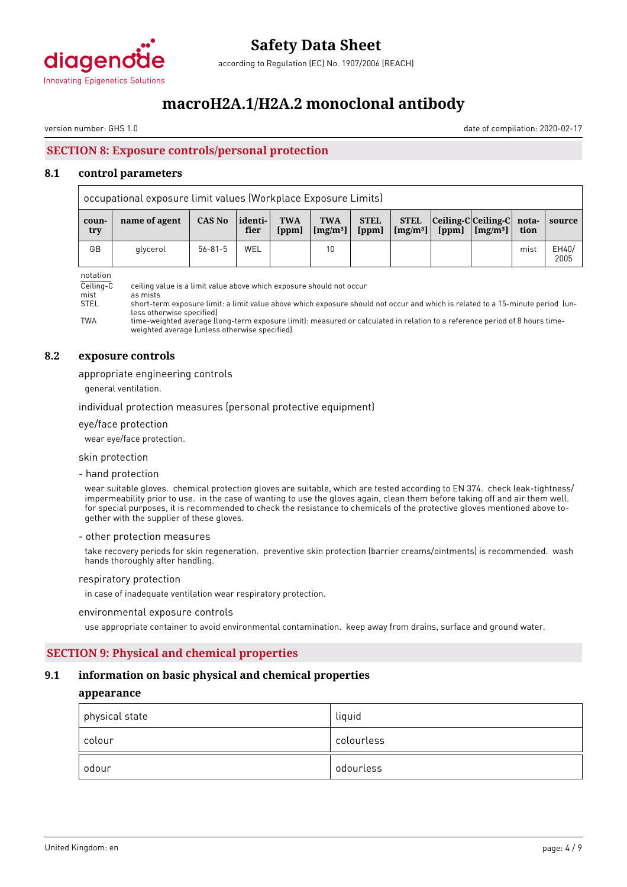## SECTION 8: Exposure controls/personal protection

### 8.1 control parameters

| occupational exposure limit values (Workplace Exposure Limits) | | | | | | | | | | | |
|---|---|---|---|---|---|---|---|---|---|---|---|
| country | name of agent | CAS No | identifier | TWA [ppm] | TWA [mg/m³] | STEL [ppm] | STEL [mg/m³] | Ceiling-C [ppm] | Ceiling-C [mg/m³] | notation | source |
| GB | glycerol | 56-81-5 | WEL | | 10 | | | | | mist | EH40/ 2005 |

notation

- Ceiling-C: ceiling value is a limit value above which exposure should not occur
- mist: as mists
- STEL: short-term exposure limit: a limit value above which exposure should not occur and which is related to a 15-minute period (unless otherwise specified)
- TWA: time-weighted average (long-term exposure limit): measured or calculated in relation to a reference period of 8 hours time-weighted average (unless otherwise specified)

### 8.2 exposure controls

appropriate engineering controls

general ventilation.

individual protection measures (personal protective equipment)

eye/face protection

wear eye/face protection.

skin protection

- hand protection

wear suitable gloves. chemical protection gloves are suitable, which are tested according to EN 374. check leak-tightness/impermeability prior to use. in the case of wanting to use the gloves again, clean them before taking off and air them well. for special purposes, it is recommended to check the resistance to chemicals of the protective gloves mentioned above together with the supplier of these gloves.

- other protection measures

take recovery periods for skin regeneration. preventive skin protection (barrier creams/ointments) is recommended. wash hands thoroughly after handling.

respiratory protection

in case of inadequate ventilation wear respiratory protection.

environmental exposure controls

use appropriate container to avoid environmental contamination. keep away from drains, surface and ground water.

## SECTION 9: Physical and chemical properties

### 9.1 information on basic physical and chemical properties

**appearance**

| physical state | liquid |
|---|---|
| colour | colourless |
| odour | odourless |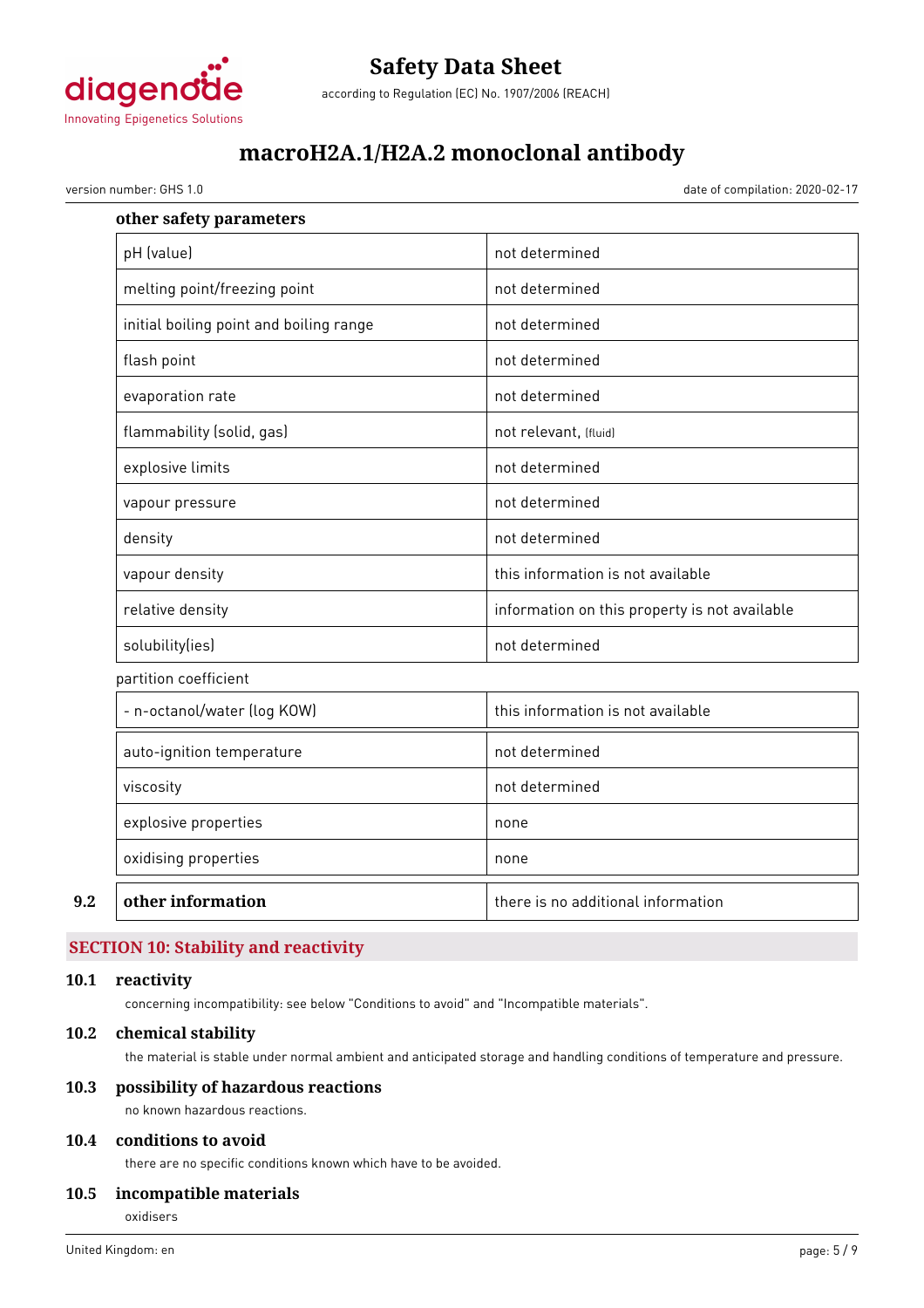**other safety parameters**

| | |
|---|---|
| pH (value) | not determined |
| melting point/freezing point | not determined |
| initial boiling point and boiling range | not determined |
| flash point | not determined |
| evaporation rate | not determined |
| flammability (solid, gas) | not relevant, (fluid) |
| explosive limits | not determined |
| vapour pressure | not determined |
| density | not determined |
| vapour density | this information is not available |
| relative density | information on this property is not available |
| solubility(ies) | not determined |

partition coefficient

| | |
|---|---|
| - n-octanol/water (log KOW) | this information is not available |
| auto-ignition temperature | not determined |
| viscosity | not determined |
| explosive properties | none |
| oxidising properties | none |

| | | |
|---|---|---|
| 9.2 | **other information** | there is no additional information |

## SECTION 10: Stability and reactivity

### 10.1 reactivity

concerning incompatibility: see below "Conditions to avoid" and "Incompatible materials".

### 10.2 chemical stability

the material is stable under normal ambient and anticipated storage and handling conditions of temperature and pressure.

### 10.3 possibility of hazardous reactions

no known hazardous reactions.

### 10.4 conditions to avoid

there are no specific conditions known which have to be avoided.

### 10.5 incompatible materials

oxidisers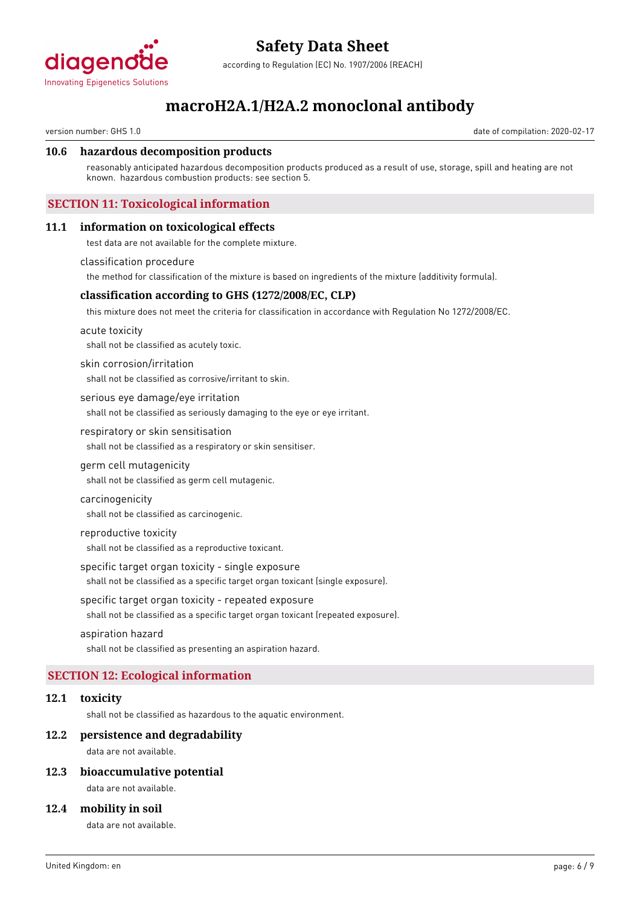### 10.6 hazardous decomposition products

reasonably anticipated hazardous decomposition products produced as a result of use, storage, spill and heating are not known. hazardous combustion products: see section 5.

## SECTION 11: Toxicological information

### 11.1 information on toxicological effects

test data are not available for the complete mixture.

classification procedure

the method for classification of the mixture is based on ingredients of the mixture (additivity formula).

#### classification according to GHS (1272/2008/EC, CLP)

this mixture does not meet the criteria for classification in accordance with Regulation No 1272/2008/EC.

acute toxicity

shall not be classified as acutely toxic.

skin corrosion/irritation

shall not be classified as corrosive/irritant to skin.

serious eye damage/eye irritation

shall not be classified as seriously damaging to the eye or eye irritant.

respiratory or skin sensitisation

shall not be classified as a respiratory or skin sensitiser.

germ cell mutagenicity

shall not be classified as germ cell mutagenic.

carcinogenicity

shall not be classified as carcinogenic.

reproductive toxicity

shall not be classified as a reproductive toxicant.

specific target organ toxicity - single exposure

shall not be classified as a specific target organ toxicant (single exposure).

specific target organ toxicity - repeated exposure

shall not be classified as a specific target organ toxicant (repeated exposure).

aspiration hazard

shall not be classified as presenting an aspiration hazard.

## SECTION 12: Ecological information

### 12.1 toxicity

shall not be classified as hazardous to the aquatic environment.

### 12.2 persistence and degradability

data are not available.

### 12.3 bioaccumulative potential

data are not available.

### 12.4 mobility in soil

data are not available.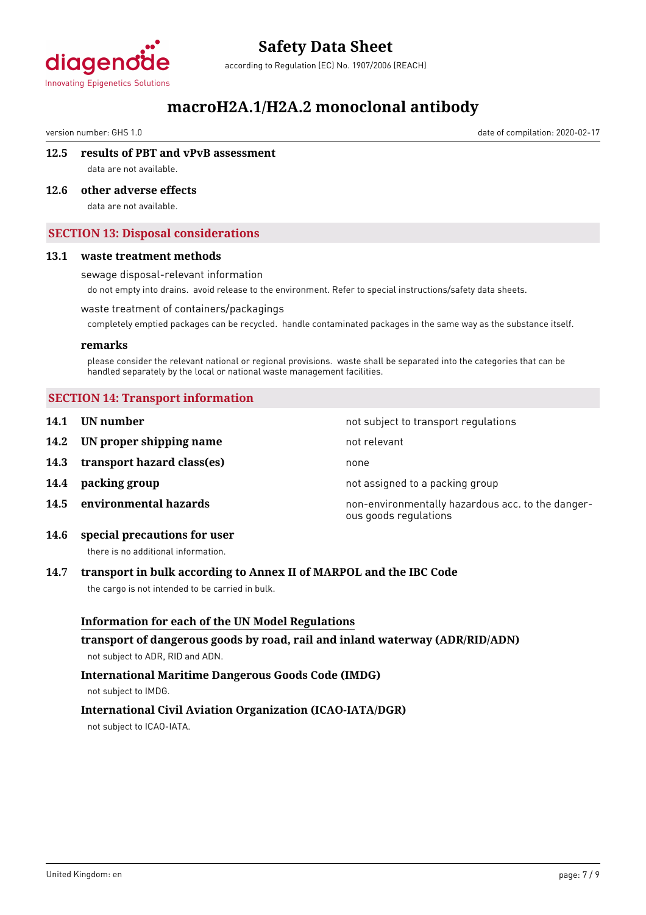### 12.5 results of PBT and vPvB assessment

data are not available.

### 12.6 other adverse effects

data are not available.

## SECTION 13: Disposal considerations

### 13.1 waste treatment methods

sewage disposal-relevant information

do not empty into drains. avoid release to the environment. Refer to special instructions/safety data sheets.

waste treatment of containers/packagings

completely emptied packages can be recycled. handle contaminated packages in the same way as the substance itself.

**remarks**

please consider the relevant national or regional provisions. waste shall be separated into the categories that can be handled separately by the local or national waste management facilities.

## SECTION 14: Transport information

| | | |
|---|---|---|
| **14.1** | **UN number** | not subject to transport regulations |
| **14.2** | **UN proper shipping name** | not relevant |
| **14.3** | **transport hazard class(es)** | none |
| **14.4** | **packing group** | not assigned to a packing group |
| **14.5** | **environmental hazards** | non-environmentally hazardous acc. to the dangerous goods regulations |

### 14.6 special precautions for user

there is no additional information.

### 14.7 transport in bulk according to Annex II of MARPOL and the IBC Code

the cargo is not intended to be carried in bulk.

**Information for each of the UN Model Regulations**

**transport of dangerous goods by road, rail and inland waterway (ADR/RID/ADN)**

not subject to ADR, RID and ADN.

**International Maritime Dangerous Goods Code (IMDG)**

not subject to IMDG.

**International Civil Aviation Organization (ICAO-IATA/DGR)**

not subject to ICAO-IATA.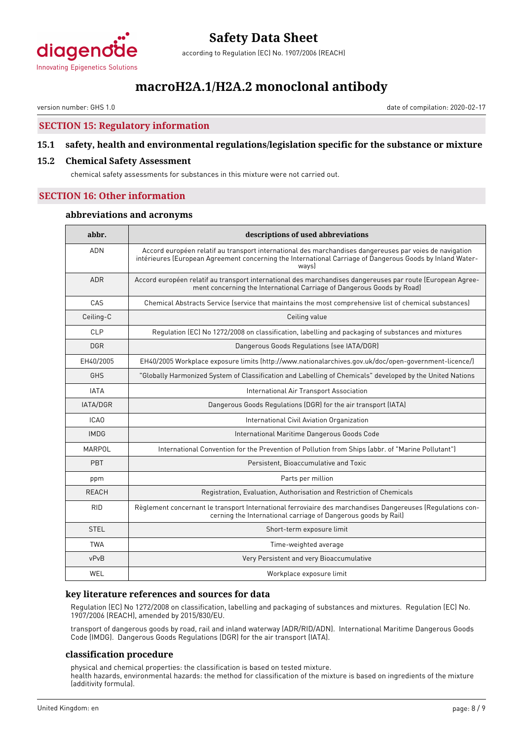## SECTION 15: Regulatory information

### 15.1 safety, health and environmental regulations/legislation specific for the substance or mixture

### 15.2 Chemical Safety Assessment

chemical safety assessments for substances in this mixture were not carried out.

## SECTION 16: Other information

### abbreviations and acronyms

| abbr. | descriptions of used abbreviations |
|---|---|
| ADN | Accord européen relatif au transport international des marchandises dangereuses par voies de navigation intérieures (European Agreement concerning the International Carriage of Dangerous Goods by Inland Waterways) |
| ADR | Accord européen relatif au transport international des marchandises dangereuses par route (European Agreement concerning the International Carriage of Dangerous Goods by Road) |
| CAS | Chemical Abstracts Service (service that maintains the most comprehensive list of chemical substances) |
| Ceiling-C | Ceiling value |
| CLP | Regulation (EC) No 1272/2008 on classification, labelling and packaging of substances and mixtures |
| DGR | Dangerous Goods Regulations (see IATA/DGR) |
| EH40/2005 | EH40/2005 Workplace exposure limits (http://www.nationalarchives.gov.uk/doc/open-government-licence/) |
| GHS | "Globally Harmonized System of Classification and Labelling of Chemicals" developed by the United Nations |
| IATA | International Air Transport Association |
| IATA/DGR | Dangerous Goods Regulations (DGR) for the air transport (IATA) |
| ICAO | International Civil Aviation Organization |
| IMDG | International Maritime Dangerous Goods Code |
| MARPOL | International Convention for the Prevention of Pollution from Ships (abbr. of "Marine Pollutant") |
| PBT | Persistent, Bioaccumulative and Toxic |
| ppm | Parts per million |
| REACH | Registration, Evaluation, Authorisation and Restriction of Chemicals |
| RID | Règlement concernant le transport International ferroviaire des marchandises Dangereuses (Regulations concerning the International carriage of Dangerous goods by Rail) |
| STEL | Short-term exposure limit |
| TWA | Time-weighted average |
| vPvB | Very Persistent and very Bioaccumulative |
| WEL | Workplace exposure limit |

### key literature references and sources for data

Regulation (EC) No 1272/2008 on classification, labelling and packaging of substances and mixtures. Regulation (EC) No. 1907/2006 (REACH), amended by 2015/830/EU.

transport of dangerous goods by road, rail and inland waterway (ADR/RID/ADN). International Maritime Dangerous Goods Code (IMDG). Dangerous Goods Regulations (DGR) for the air transport (IATA).

### classification procedure

physical and chemical properties: the classification is based on tested mixture.
health hazards, environmental hazards: the method for classification of the mixture is based on ingredients of the mixture (additivity formula).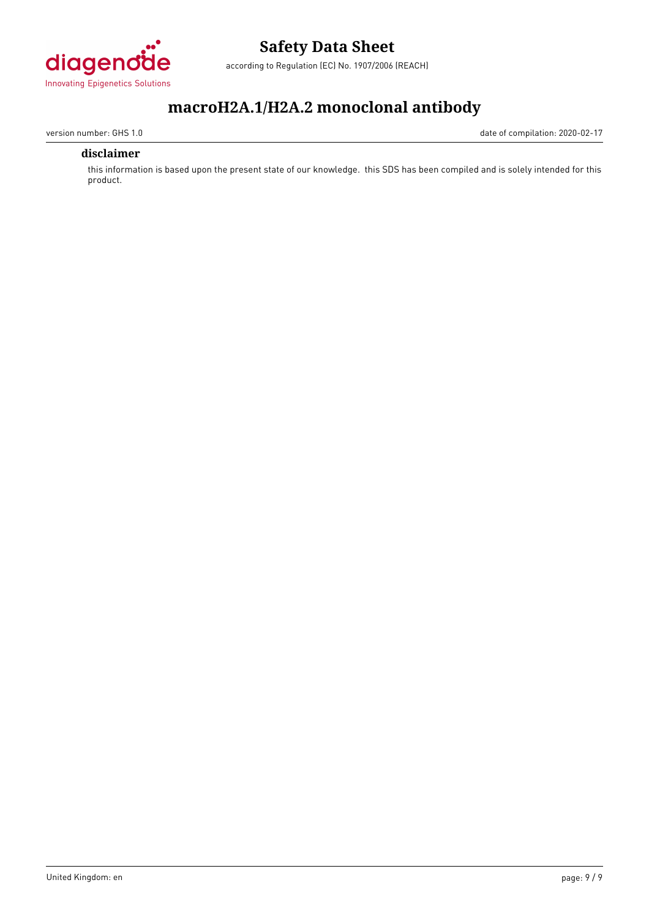### disclaimer

this information is based upon the present state of our knowledge. this SDS has been compiled and is solely intended for this product.